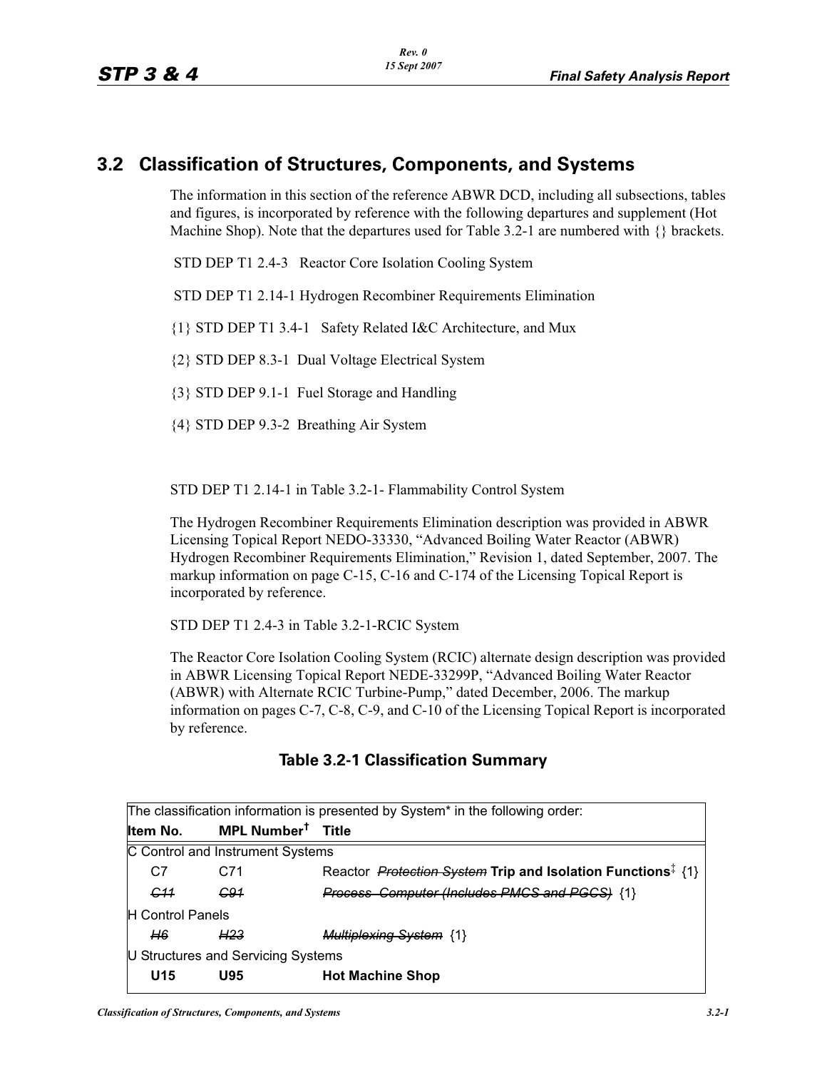## 3.2 Classification of Structures, Components, and Systems

The information in this section of the reference ABWR DCD, including all subsections, tables and figures, is incorporated by reference with the following departures and supplement (Hot Machine Shop). Note that the departures used for Table 3.2-1 are numbered with {} brackets.

STD DEP T1 2.4-3 Reactor Core Isolation Cooling System

STD DEP T1 2.14-1 Hydrogen Recombiner Requirements Elimination

{1} STD DEP T1 3.4-1 Safety Related I&C Architecture, and Mux

{2} STD DEP 8.3-1 Dual Voltage Electrical System

{3} STD DEP 9.1-1 Fuel Storage and Handling

{4} STD DEP 9.3-2 Breathing Air System

STD DEP T1 2.14-1 in Table 3.2-1- Flammability Control System

The Hydrogen Recombiner Requirements Elimination description was provided in ABWR Licensing Topical Report NEDO-33330, "Advanced Boiling Water Reactor (ABWR) Hydrogen Recombiner Requirements Elimination," Revision 1, dated September, 2007. The markup information on page C-15, C-16 and C-174 of the Licensing Topical Report is incorporated by reference.

STD DEP T1 2.4-3 in Table 3.2-1-RCIC System

The Reactor Core Isolation Cooling System (RCIC) alternate design description was provided in ABWR Licensing Topical Report NEDE-33299P, "Advanced Boiling Water Reactor (ABWR) with Alternate RCIC Turbine-Pump," dated December, 2006. The markup information on pages C-7, C-8, C-9, and C-10 of the Licensing Topical Report is incorporated by reference.

### Table 3.2-1 Classification Summary

The classification information is presented by System* in the following order:

| Item No. | MPL Number† | Title |
|---|---|---|
| C Control and Instrument Systems | | |
| C7 | C71 | Reactor ~~Protection System~~ **Trip and Isolation Functions**‡ {1} |
| ~~C11~~ | ~~C91~~ | ~~Process Computer (Includes PMCS and PGCS)~~ {1} |
| H Control Panels | | |
| ~~H6~~ | ~~H23~~ | ~~Multiplexing System~~ {1} |
| U Structures and Servicing Systems | | |
| **U15** | **U95** | **Hot Machine Shop** |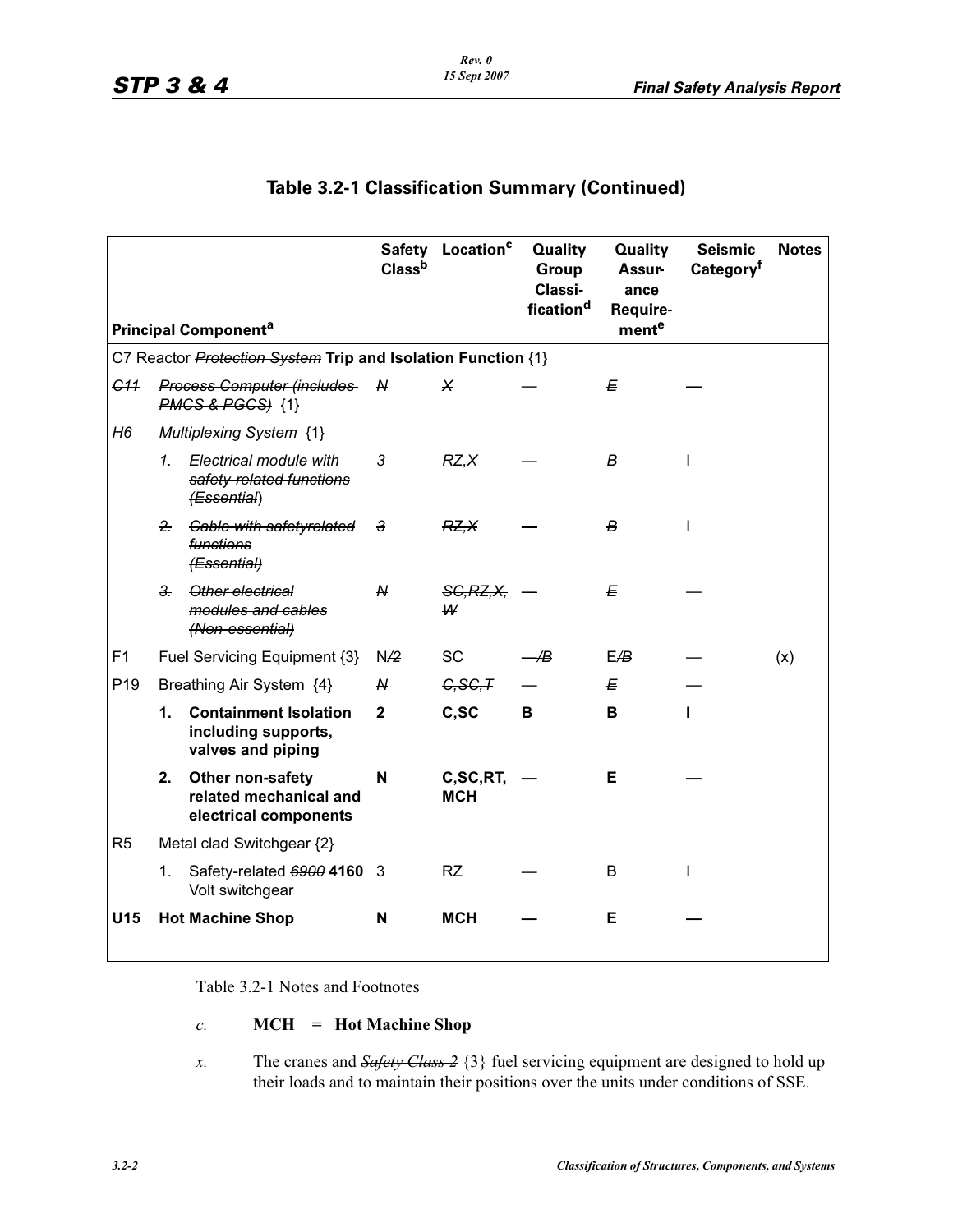## Table 3.2-1 Classification Summary (Continued)

| Principal Component[a] | | | Safety Class[b] | Location[c] | Quality Group Classi-fication[d] | Quality Assur-ance Require-ment[e] | Seismic Category[f] | Notes |
|---|---|---|---|---|---|---|---|---|
| C7 Reactor ~~Protection System~~ **Trip and Isolation Function** {1} | | | | | | | | |
| ~~C11~~ | ~~Process Computer (includes PMCS & PGCS)~~ {1} | | ~~N~~ | ~~X~~ | — | ~~E~~ | — | |
| ~~H6~~ | ~~Multiplexing System~~ {1} | | | | | | | |
| | ~~1.~~ | ~~Electrical module with safety-related functions (Essential)~~ | ~~3~~ | ~~RZ,X~~ | — | ~~B~~ | I | |
| | ~~2.~~ | ~~Cable with safetyrelated functions (Essential)~~ | ~~3~~ | ~~RZ,X~~ | — | ~~B~~ | I | |
| | ~~3.~~ | ~~Other electrical modules and cables (Non-essential)~~ | ~~N~~ | ~~SC,RZ,X, W~~ | — | ~~E~~ | — | |
| F1 | Fuel Servicing Equipment {3} | | N~~/2~~ | SC | —~~/B~~ | E~~/B~~ | — | (x) |
| P19 | Breathing Air System {4} | | ~~N~~ | ~~C,SC,T~~ | — | ~~E~~ | — | |
| | **1.** | **Containment Isolation including supports, valves and piping** | **2** | **C,SC** | **B** | **B** | **I** | |
| | **2.** | **Other non-safety related mechanical and electrical components** | **N** | **C,SC,RT, MCH** | — | **E** | — | |
| R5 | Metal clad Switchgear {2} | | | | | | | |
| | 1. | Safety-related ~~6900~~ **4160** Volt switchgear | 3 | RZ | — | B | I | |
| **U15** | **Hot Machine Shop** | | **N** | **MCH** | — | **E** | — | |

Table 3.2-1 Notes and Footnotes

*c.* **MCH = Hot Machine Shop**

*x.* The cranes and ~~*Safety Class 2*~~ {3} fuel servicing equipment are designed to hold up their loads and to maintain their positions over the units under conditions of SSE.